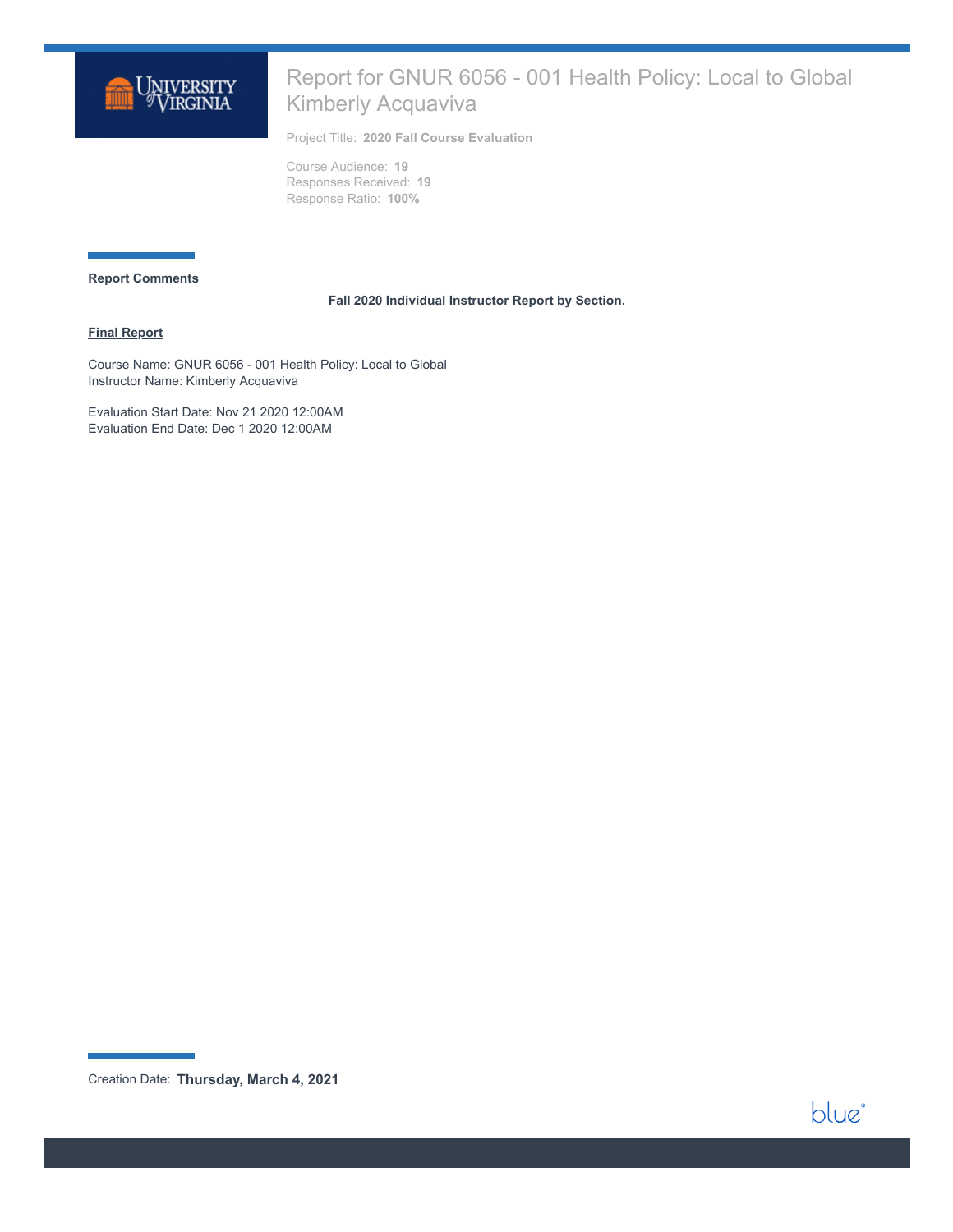# Report for GNUR 6056 - 001 Health Policy: Local to Global Kimberly Acquaviva

Project Title: **2020 Fall Course Evaluation**

Course Audience: **19**
Responses Received: **19**
Response Ratio: **100%**

**Report Comments**

**Fall 2020 Individual Instructor Report by Section.**

**Final Report**

Course Name: GNUR 6056 - 001 Health Policy: Local to Global
Instructor Name: Kimberly Acquaviva

Evaluation Start Date: Nov 21 2020 12:00AM
Evaluation End Date: Dec 1 2020 12:00AM

Creation Date: **Thursday, March 4, 2021**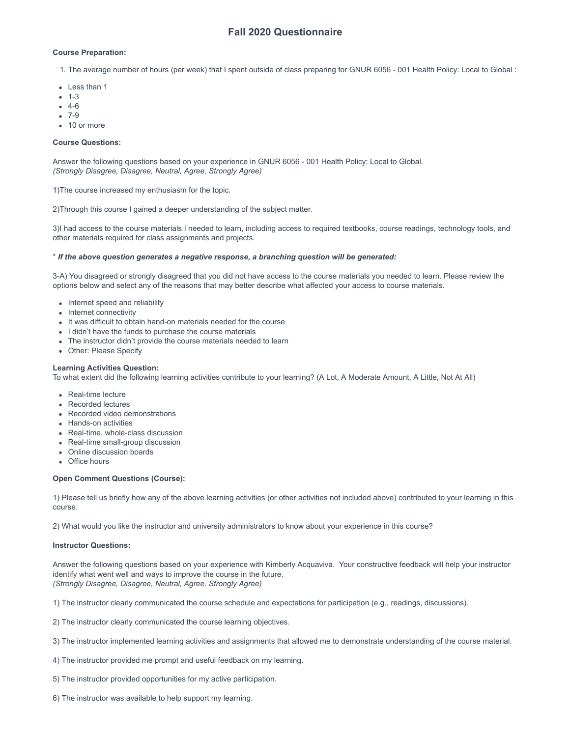# Fall 2020 Questionnaire

**Course Preparation:**

1. The average number of hours (per week) that I spent outside of class preparing for GNUR 6056 - 001 Health Policy: Local to Global :

- Less than 1
- 1-3
- 4-6
- 7-9
- 10 or more

**Course Questions:**

Answer the following questions based on your experience in GNUR 6056 - 001 Health Policy: Local to Global.
*(Strongly Disagree, Disagree, Neutral, Agree, Strongly Agree)*

1)The course increased my enthusiasm for the topic.

2)Through this course I gained a deeper understanding of the subject matter.

3)I had access to the course materials I needed to learn, including access to required textbooks, course readings, technology tools, and other materials required for class assignments and projects.

* ***If the above question generates a negative response, a branching question will be generated:***

3-A) You disagreed or strongly disagreed that you did not have access to the course materials you needed to learn. Please review the options below and select any of the reasons that may better describe what affected your access to course materials.

- Internet speed and reliability
- Internet connectivity
- It was difficult to obtain hand-on materials needed for the course
- I didn't have the funds to purchase the course materials
- The instructor didn't provide the course materials needed to learn
- Other: Please Specify

**Learning Activities Question:**
To what extent did the following learning activities contribute to your learning? (A Lot, A Moderate Amount, A Little, Not At All)

- Real-time lecture
- Recorded lectures
- Recorded video demonstrations
- Hands-on activities
- Real-time, whole-class discussion
- Real-time small-group discussion
- Online discussion boards
- Office hours

**Open Comment Questions (Course):**

1) Please tell us briefly how any of the above learning activities (or other activities not included above) contributed to your learning in this course.

2) What would you like the instructor and university administrators to know about your experience in this course?

**Instructor Questions:**

Answer the following questions based on your experience with Kimberly Acquaviva. Your constructive feedback will help your instructor identify what went well and ways to improve the course in the future.
*(Strongly Disagree, Disagree, Neutral, Agree, Strongly Agree)*

1) The instructor clearly communicated the course schedule and expectations for participation (e.g., readings, discussions).

2) The instructor clearly communicated the course learning objectives.

3) The instructor implemented learning activities and assignments that allowed me to demonstrate understanding of the course material.

4) The instructor provided me prompt and useful feedback on my learning.

5) The instructor provided opportunities for my active participation.

6) The instructor was available to help support my learning.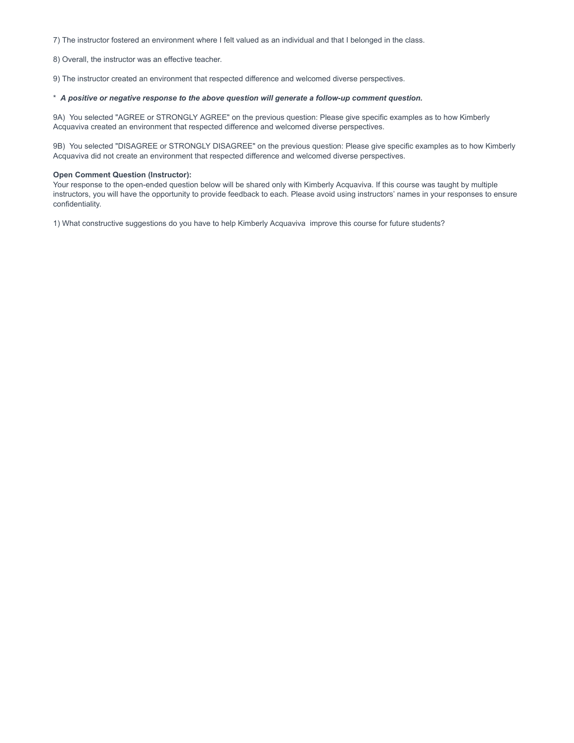7) The instructor fostered an environment where I felt valued as an individual and that I belonged in the class.

8) Overall, the instructor was an effective teacher.

9) The instructor created an environment that respected difference and welcomed diverse perspectives.

\* ***A positive or negative response to the above question will generate a follow-up comment question.***

9A) You selected "AGREE or STRONGLY AGREE" on the previous question: Please give specific examples as to how Kimberly Acquaviva created an environment that respected difference and welcomed diverse perspectives.

9B) You selected "DISAGREE or STRONGLY DISAGREE" on the previous question: Please give specific examples as to how Kimberly Acquaviva did not create an environment that respected difference and welcomed diverse perspectives.

**Open Comment Question (Instructor):**
Your response to the open-ended question below will be shared only with Kimberly Acquaviva. If this course was taught by multiple instructors, you will have the opportunity to provide feedback to each. Please avoid using instructors' names in your responses to ensure confidentiality.

1) What constructive suggestions do you have to help Kimberly Acquaviva improve this course for future students?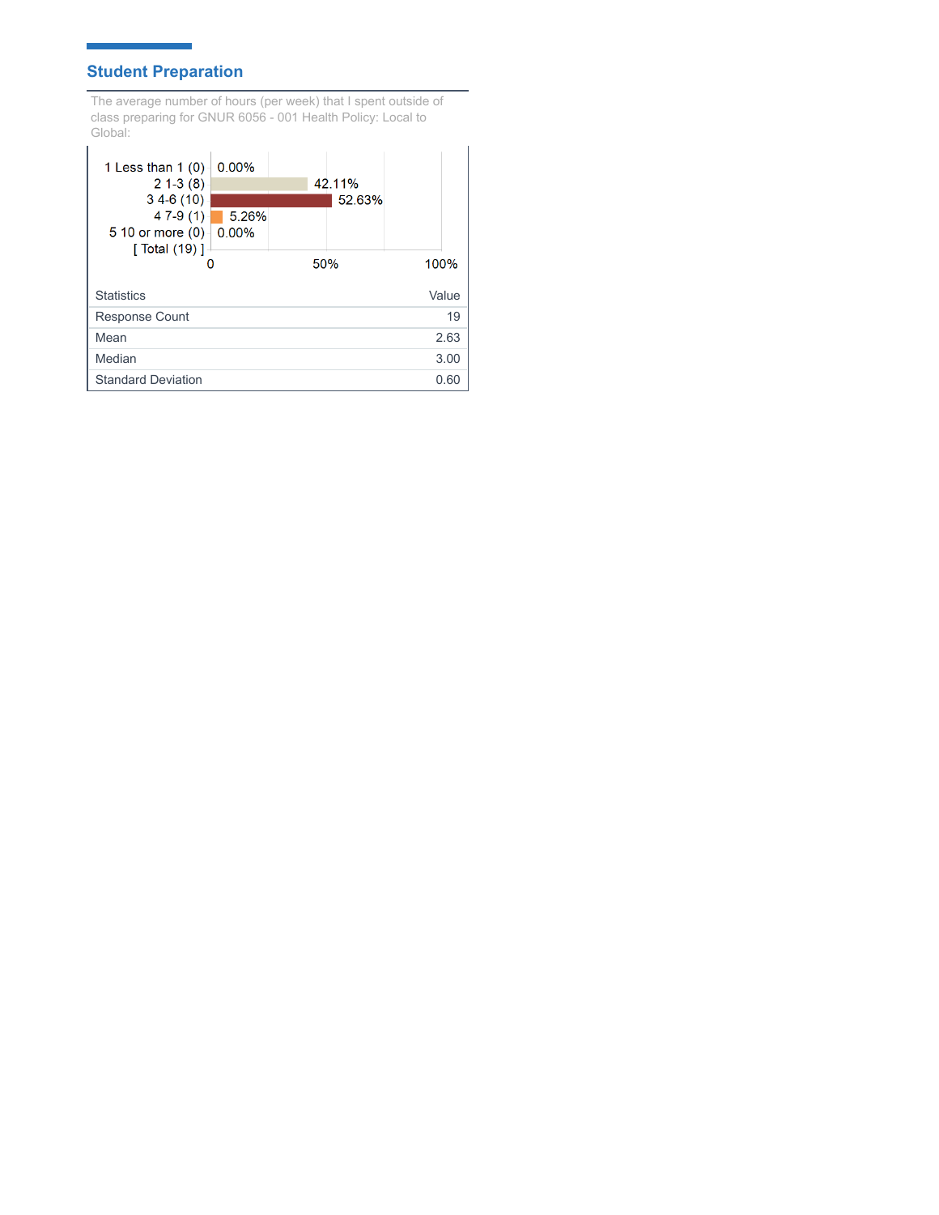## Student Preparation

The average number of hours (per week) that I spent outside of class preparing for GNUR 6056 - 001 Health Policy: Local to Global:

| Response | Percentage |
|---|---|
| 1 Less than 1 (0) | 0.00% |
| 2 1-3 (8) | 42.11% |
| 3 4-6 (10) | 52.63% |
| 4 7-9 (1) | 5.26% |
| 5 10 or more (0) | 0.00% |
| [ Total (19) ] | |

| Statistics | Value |
|---|---|
| Response Count | 19 |
| Mean | 2.63 |
| Median | 3.00 |
| Standard Deviation | 0.60 |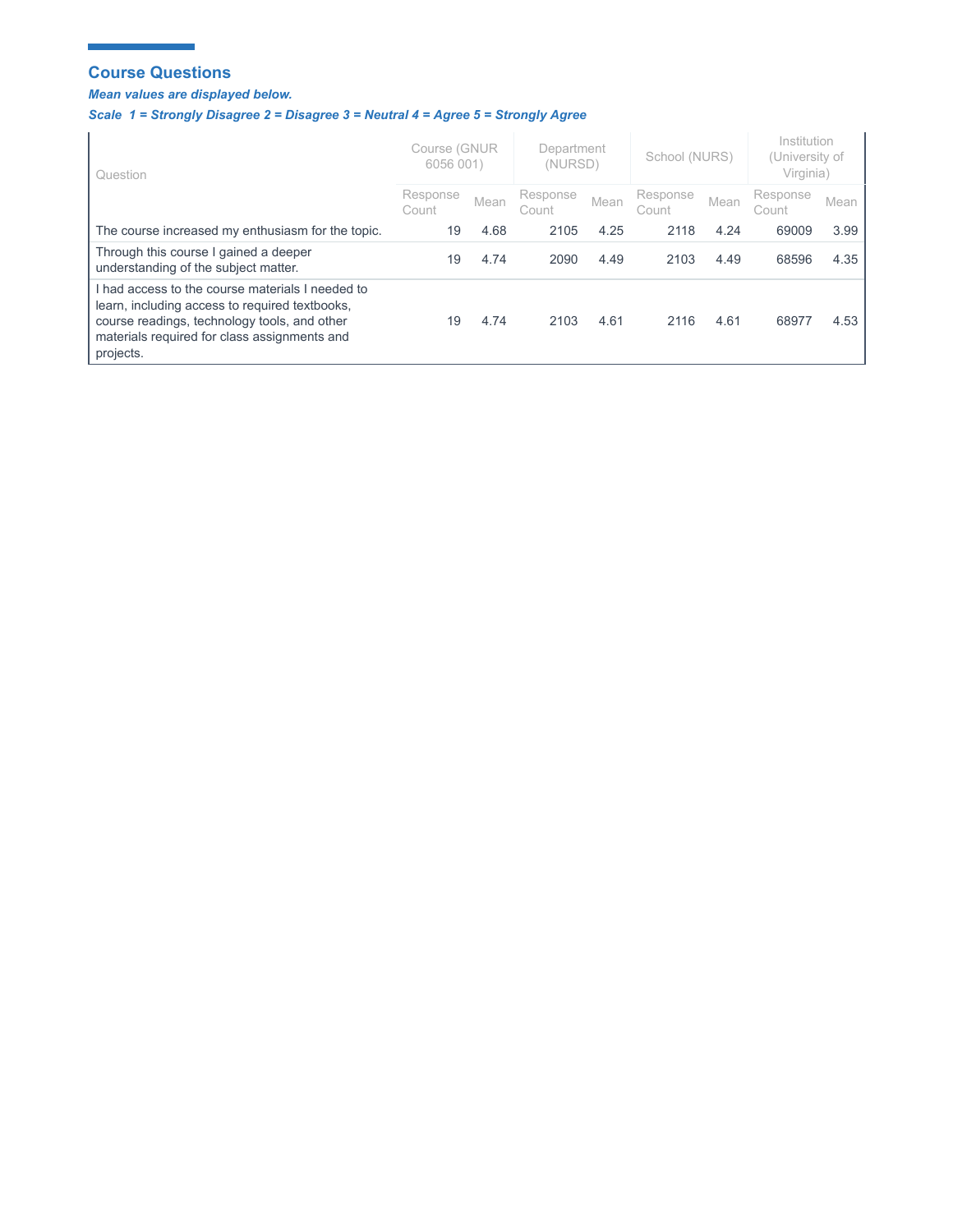## Course Questions

***Mean values are displayed below.***

***Scale 1 = Strongly Disagree 2 = Disagree 3 = Neutral 4 = Agree 5 = Strongly Agree***

| Question | Course (GNUR 6056 001) | | Department (NURSD) | | School (NURS) | | Institution (University of Virginia) | |
|---|---|---|---|---|---|---|---|---|
| | Response Count | Mean | Response Count | Mean | Response Count | Mean | Response Count | Mean |
| The course increased my enthusiasm for the topic. | 19 | 4.68 | 2105 | 4.25 | 2118 | 4.24 | 69009 | 3.99 |
| Through this course I gained a deeper understanding of the subject matter. | 19 | 4.74 | 2090 | 4.49 | 2103 | 4.49 | 68596 | 4.35 |
| I had access to the course materials I needed to learn, including access to required textbooks, course readings, technology tools, and other materials required for class assignments and projects. | 19 | 4.74 | 2103 | 4.61 | 2116 | 4.61 | 68977 | 4.53 |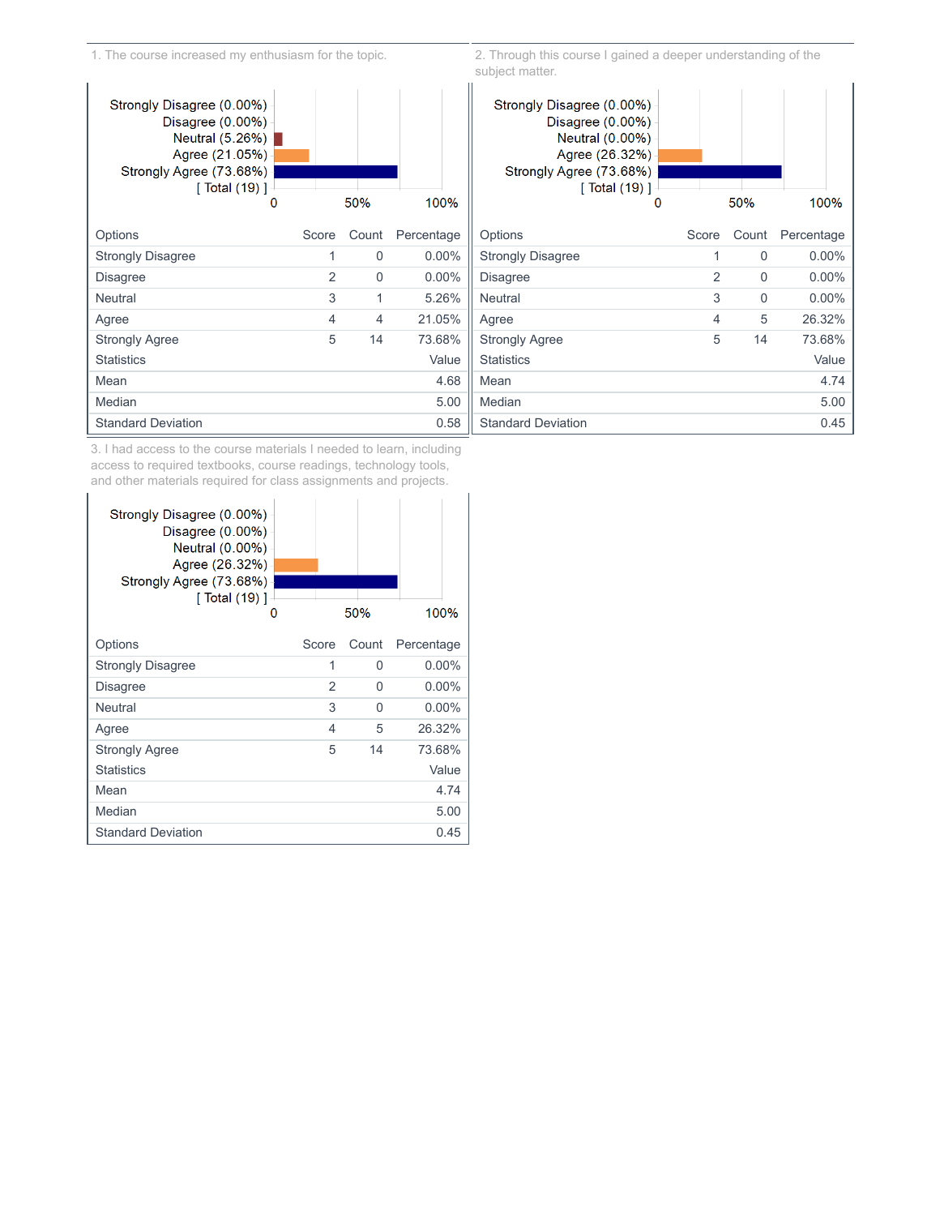1. The course increased my enthusiasm for the topic.

Strongly Disagree (0.00%)
Disagree (0.00%)
Neutral (5.26%)
Agree (21.05%)
Strongly Agree (73.68%)
[ Total (19) ]

| Options | Score | Count | Percentage |
|---|---|---|---|
| Strongly Disagree | 1 | 0 | 0.00% |
| Disagree | 2 | 0 | 0.00% |
| Neutral | 3 | 1 | 5.26% |
| Agree | 4 | 4 | 21.05% |
| Strongly Agree | 5 | 14 | 73.68% |

| Statistics | Value |
|---|---|
| Mean | 4.68 |
| Median | 5.00 |
| Standard Deviation | 0.58 |

2. Through this course I gained a deeper understanding of the subject matter.

Strongly Disagree (0.00%)
Disagree (0.00%)
Neutral (0.00%)
Agree (26.32%)
Strongly Agree (73.68%)
[ Total (19) ]

| Options | Score | Count | Percentage |
|---|---|---|---|
| Strongly Disagree | 1 | 0 | 0.00% |
| Disagree | 2 | 0 | 0.00% |
| Neutral | 3 | 0 | 0.00% |
| Agree | 4 | 5 | 26.32% |
| Strongly Agree | 5 | 14 | 73.68% |

| Statistics | Value |
|---|---|
| Mean | 4.74 |
| Median | 5.00 |
| Standard Deviation | 0.45 |

3. I had access to the course materials I needed to learn, including access to required textbooks, course readings, technology tools, and other materials required for class assignments and projects.

Strongly Disagree (0.00%)
Disagree (0.00%)
Neutral (0.00%)
Agree (26.32%)
Strongly Agree (73.68%)
[ Total (19) ]

| Options | Score | Count | Percentage |
|---|---|---|---|
| Strongly Disagree | 1 | 0 | 0.00% |
| Disagree | 2 | 0 | 0.00% |
| Neutral | 3 | 0 | 0.00% |
| Agree | 4 | 5 | 26.32% |
| Strongly Agree | 5 | 14 | 73.68% |

| Statistics | Value |
|---|---|
| Mean | 4.74 |
| Median | 5.00 |
| Standard Deviation | 0.45 |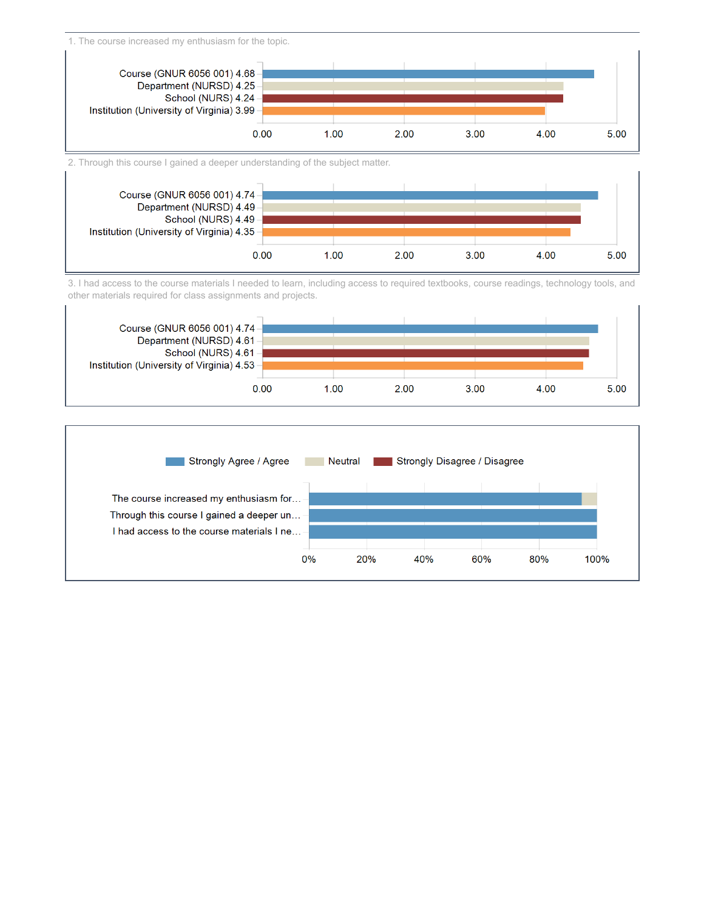1. The course increased my enthusiasm for the topic.

| | Mean |
|---|---|
| Course (GNUR 6056 001) | 4.68 |
| Department (NURSD) | 4.25 |
| School (NURS) | 4.24 |
| Institution (University of Virginia) | 3.99 |

2. Through this course I gained a deeper understanding of the subject matter.

| | Mean |
|---|---|
| Course (GNUR 6056 001) | 4.74 |
| Department (NURSD) | 4.49 |
| School (NURS) | 4.49 |
| Institution (University of Virginia) | 4.35 |

3. I had access to the course materials I needed to learn, including access to required textbooks, course readings, technology tools, and other materials required for class assignments and projects.

| | Mean |
|---|---|
| Course (GNUR 6056 001) | 4.74 |
| Department (NURSD) | 4.61 |
| School (NURS) | 4.61 |
| Institution (University of Virginia) | 4.53 |

Strongly Agree / Agree · Neutral · Strongly Disagree / Disagree

- The course increased my enthusiasm for…
- Through this course I gained a deeper un…
- I had access to the course materials I ne…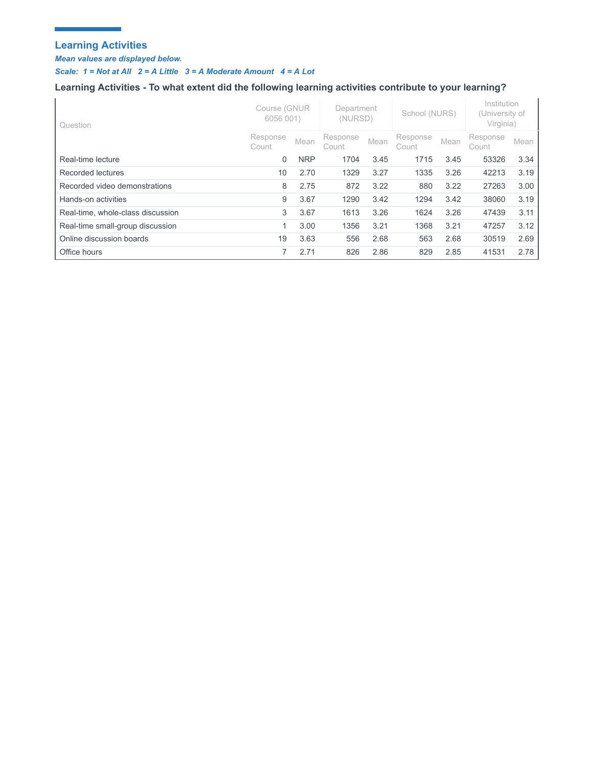## Learning Activities

***Mean values are displayed below.***

***Scale: 1 = Not at All 2 = A Little 3 = A Moderate Amount 4 = A Lot***

### Learning Activities - To what extent did the following learning activities contribute to your learning?

| Question | Course (GNUR 6056 001) | | Department (NURSD) | | School (NURS) | | Institution (University of Virginia) | |
|---|---|---|---|---|---|---|---|---|
| | Response Count | Mean | Response Count | Mean | Response Count | Mean | Response Count | Mean |
| Real-time lecture | 0 | NRP | 1704 | 3.45 | 1715 | 3.45 | 53326 | 3.34 |
| Recorded lectures | 10 | 2.70 | 1329 | 3.27 | 1335 | 3.26 | 42213 | 3.19 |
| Recorded video demonstrations | 8 | 2.75 | 872 | 3.22 | 880 | 3.22 | 27263 | 3.00 |
| Hands-on activities | 9 | 3.67 | 1290 | 3.42 | 1294 | 3.42 | 38060 | 3.19 |
| Real-time, whole-class discussion | 3 | 3.67 | 1613 | 3.26 | 1624 | 3.26 | 47439 | 3.11 |
| Real-time small-group discussion | 1 | 3.00 | 1356 | 3.21 | 1368 | 3.21 | 47257 | 3.12 |
| Online discussion boards | 19 | 3.63 | 556 | 2.68 | 563 | 2.68 | 30519 | 2.69 |
| Office hours | 7 | 2.71 | 826 | 2.86 | 829 | 2.85 | 41531 | 2.78 |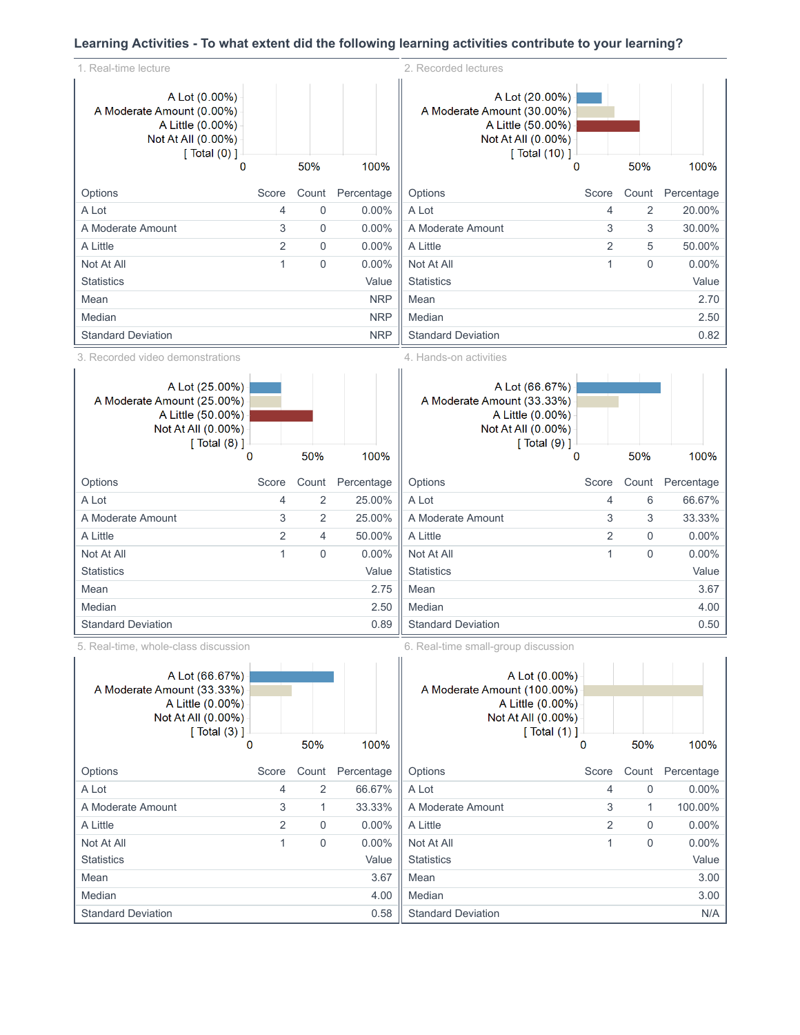## Learning Activities - To what extent did the following learning activities contribute to your learning?

### 1. Real-time lecture

A Lot (0.00%)
A Moderate Amount (0.00%)
A Little (0.00%)
Not At All (0.00%)
[ Total (0) ]

| Options | Score | Count | Percentage |
|---|---|---|---|
| A Lot | 4 | 0 | 0.00% |
| A Moderate Amount | 3 | 0 | 0.00% |
| A Little | 2 | 0 | 0.00% |
| Not At All | 1 | 0 | 0.00% |

| Statistics | Value |
|---|---|
| Mean | NRP |
| Median | NRP |
| Standard Deviation | NRP |

### 2. Recorded lectures

A Lot (20.00%)
A Moderate Amount (30.00%)
A Little (50.00%)
Not At All (0.00%)
[ Total (10) ]

| Options | Score | Count | Percentage |
|---|---|---|---|
| A Lot | 4 | 2 | 20.00% |
| A Moderate Amount | 3 | 3 | 30.00% |
| A Little | 2 | 5 | 50.00% |
| Not At All | 1 | 0 | 0.00% |

| Statistics | Value |
|---|---|
| Mean | 2.70 |
| Median | 2.50 |
| Standard Deviation | 0.82 |

### 3. Recorded video demonstrations

A Lot (25.00%)
A Moderate Amount (25.00%)
A Little (50.00%)
Not At All (0.00%)
[ Total (8) ]

| Options | Score | Count | Percentage |
|---|---|---|---|
| A Lot | 4 | 2 | 25.00% |
| A Moderate Amount | 3 | 2 | 25.00% |
| A Little | 2 | 4 | 50.00% |
| Not At All | 1 | 0 | 0.00% |

| Statistics | Value |
|---|---|
| Mean | 2.75 |
| Median | 2.50 |
| Standard Deviation | 0.89 |

### 4. Hands-on activities

A Lot (66.67%)
A Moderate Amount (33.33%)
A Little (0.00%)
Not At All (0.00%)
[ Total (9) ]

| Options | Score | Count | Percentage |
|---|---|---|---|
| A Lot | 4 | 6 | 66.67% |
| A Moderate Amount | 3 | 3 | 33.33% |
| A Little | 2 | 0 | 0.00% |
| Not At All | 1 | 0 | 0.00% |

| Statistics | Value |
|---|---|
| Mean | 3.67 |
| Median | 4.00 |
| Standard Deviation | 0.50 |

### 5. Real-time, whole-class discussion

A Lot (66.67%)
A Moderate Amount (33.33%)
A Little (0.00%)
Not At All (0.00%)
[ Total (3) ]

| Options | Score | Count | Percentage |
|---|---|---|---|
| A Lot | 4 | 2 | 66.67% |
| A Moderate Amount | 3 | 1 | 33.33% |
| A Little | 2 | 0 | 0.00% |
| Not At All | 1 | 0 | 0.00% |

| Statistics | Value |
|---|---|
| Mean | 3.67 |
| Median | 4.00 |
| Standard Deviation | 0.58 |

### 6. Real-time small-group discussion

A Lot (0.00%)
A Moderate Amount (100.00%)
A Little (0.00%)
Not At All (0.00%)
[ Total (1) ]

| Options | Score | Count | Percentage |
|---|---|---|---|
| A Lot | 4 | 0 | 0.00% |
| A Moderate Amount | 3 | 1 | 100.00% |
| A Little | 2 | 0 | 0.00% |
| Not At All | 1 | 0 | 0.00% |

| Statistics | Value |
|---|---|
| Mean | 3.00 |
| Median | 3.00 |
| Standard Deviation | N/A |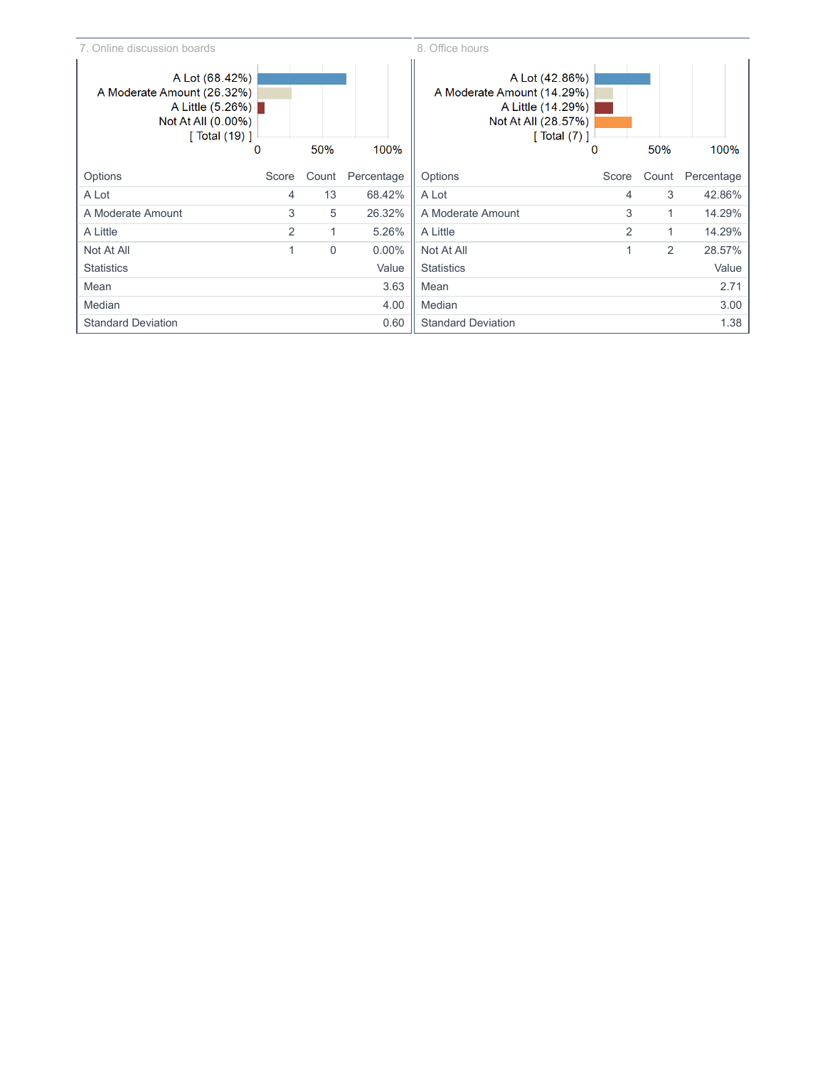## 7. Online discussion boards

A Lot (68.42%)
A Moderate Amount (26.32%)
A Little (5.26%)
Not At All (0.00%)
[ Total (19) ]

0 50% 100%

| Options | Score | Count | Percentage |
|---|---|---|---|
| A Lot | 4 | 13 | 68.42% |
| A Moderate Amount | 3 | 5 | 26.32% |
| A Little | 2 | 1 | 5.26% |
| Not At All | 1 | 0 | 0.00% |

| Statistics | Value |
|---|---|
| Mean | 3.63 |
| Median | 4.00 |
| Standard Deviation | 0.60 |

## 8. Office hours

A Lot (42.86%)
A Moderate Amount (14.29%)
A Little (14.29%)
Not At All (28.57%)
[ Total (7) ]

0 50% 100%

| Options | Score | Count | Percentage |
|---|---|---|---|
| A Lot | 4 | 3 | 42.86% |
| A Moderate Amount | 3 | 1 | 14.29% |
| A Little | 2 | 1 | 14.29% |
| Not At All | 1 | 2 | 28.57% |

| Statistics | Value |
|---|---|
| Mean | 2.71 |
| Median | 3.00 |
| Standard Deviation | 1.38 |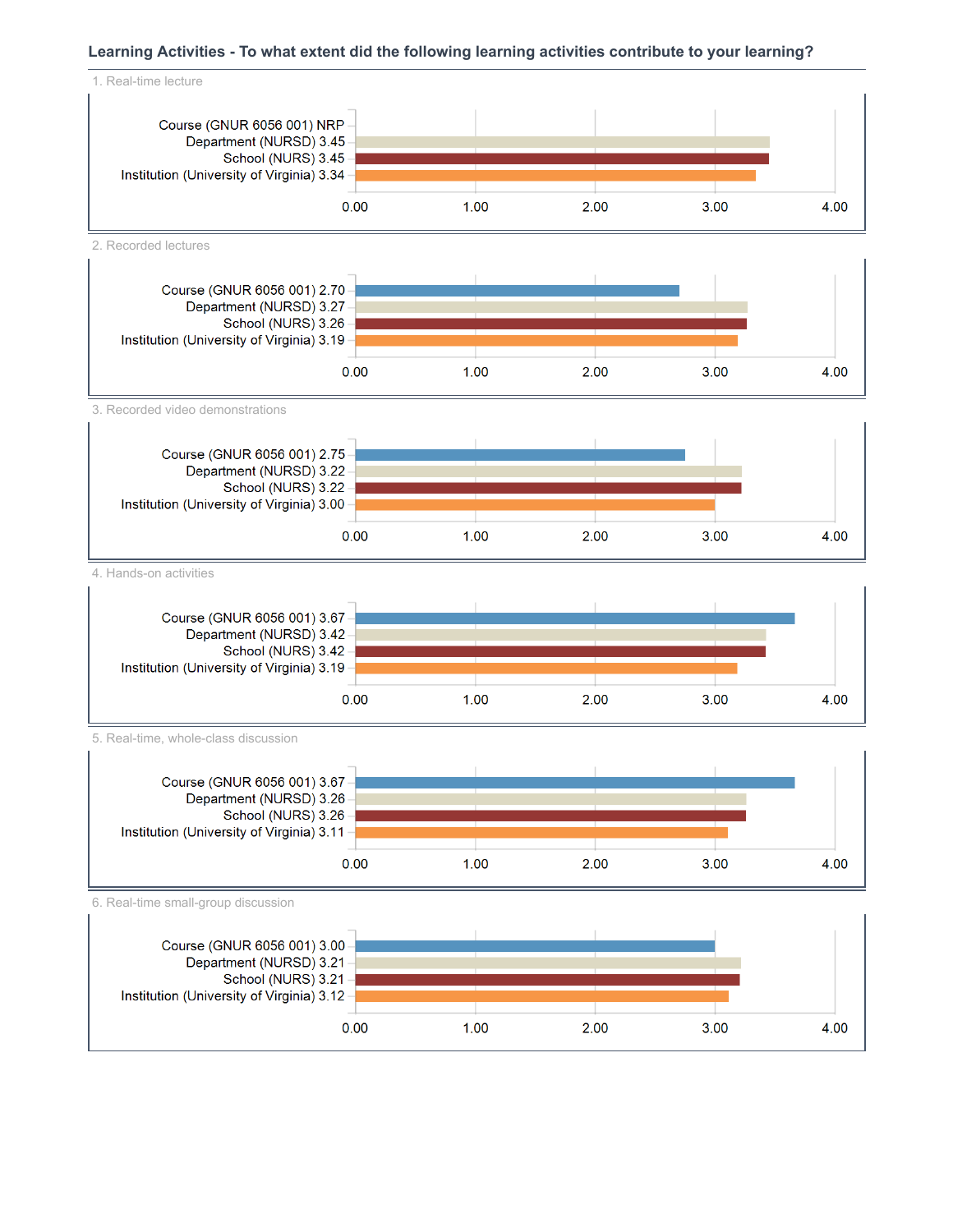### Learning Activities - To what extent did the following learning activities contribute to your learning?

1. Real-time lecture

| | Score |
|---|---|
| Course (GNUR 6056 001) | NRP |
| Department (NURSD) | 3.45 |
| School (NURS) | 3.45 |
| Institution (University of Virginia) | 3.34 |

2. Recorded lectures

| | Score |
|---|---|
| Course (GNUR 6056 001) | 2.70 |
| Department (NURSD) | 3.27 |
| School (NURS) | 3.26 |
| Institution (University of Virginia) | 3.19 |

3. Recorded video demonstrations

| | Score |
|---|---|
| Course (GNUR 6056 001) | 2.75 |
| Department (NURSD) | 3.22 |
| School (NURS) | 3.22 |
| Institution (University of Virginia) | 3.00 |

4. Hands-on activities

| | Score |
|---|---|
| Course (GNUR 6056 001) | 3.67 |
| Department (NURSD) | 3.42 |
| School (NURS) | 3.42 |
| Institution (University of Virginia) | 3.19 |

5. Real-time, whole-class discussion

| | Score |
|---|---|
| Course (GNUR 6056 001) | 3.67 |
| Department (NURSD) | 3.26 |
| School (NURS) | 3.26 |
| Institution (University of Virginia) | 3.11 |

6. Real-time small-group discussion

| | Score |
|---|---|
| Course (GNUR 6056 001) | 3.00 |
| Department (NURSD) | 3.21 |
| School (NURS) | 3.21 |
| Institution (University of Virginia) | 3.12 |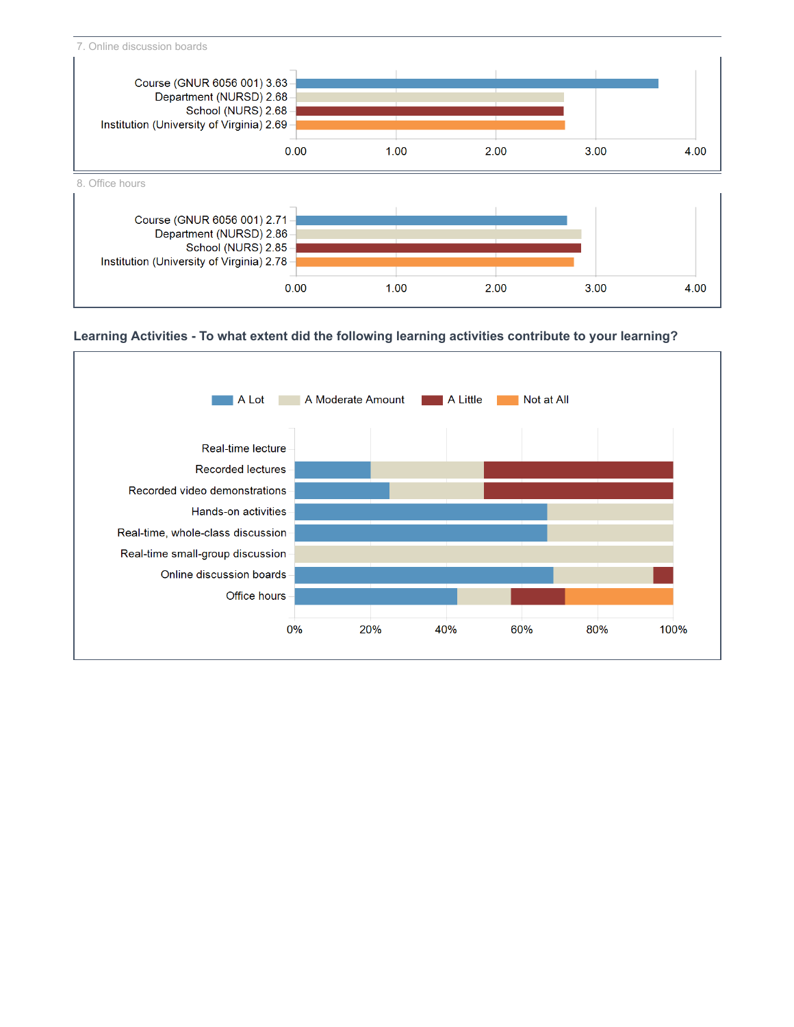7. Online discussion boards

| | Mean |
|---|---|
| Course (GNUR 6056 001) | 3.63 |
| Department (NURSD) | 2.68 |
| School (NURS) | 2.68 |
| Institution (University of Virginia) | 2.69 |

8. Office hours

| | Mean |
|---|---|
| Course (GNUR 6056 001) | 2.71 |
| Department (NURSD) | 2.86 |
| School (NURS) | 2.85 |
| Institution (University of Virginia) | 2.78 |

### Learning Activities - To what extent did the following learning activities contribute to your learning?

A Lot | A Moderate Amount | A Little | Not at All

- Real-time lecture
- Recorded lectures
- Recorded video demonstrations
- Hands-on activities
- Real-time, whole-class discussion
- Real-time small-group discussion
- Online discussion boards
- Office hours

0% 20% 40% 60% 80% 100%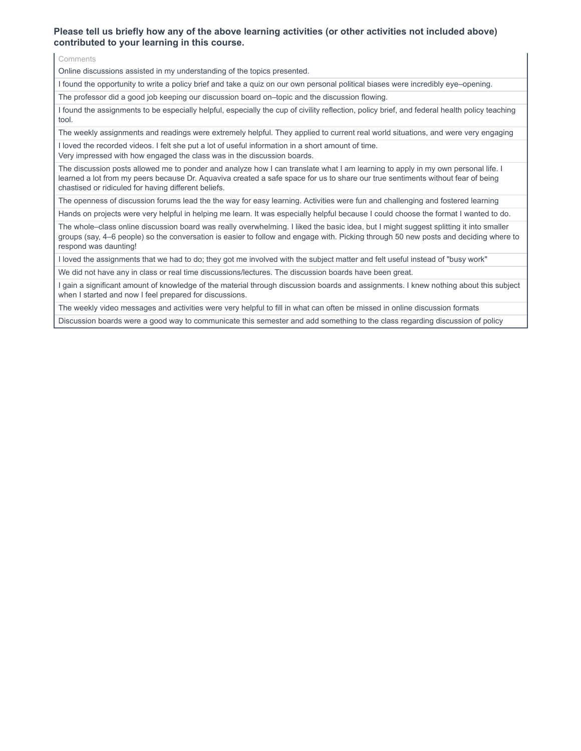**Please tell us briefly how any of the above learning activities (or other activities not included above) contributed to your learning in this course.**

| Comments |
| --- |
| Online discussions assisted in my understanding of the topics presented. |
| I found the opportunity to write a policy brief and take a quiz on our own personal political biases were incredibly eye–opening. |
| The professor did a good job keeping our discussion board on–topic and the discussion flowing. |
| I found the assignments to be especially helpful, especially the cup of civility reflection, policy brief, and federal health policy teaching tool. |
| The weekly assignments and readings were extremely helpful. They applied to current real world situations, and were very engaging |
| I loved the recorded videos. I felt she put a lot of useful information in a short amount of time. Very impressed with how engaged the class was in the discussion boards. |
| The discussion posts allowed me to ponder and analyze how I can translate what I am learning to apply in my own personal life. I learned a lot from my peers because Dr. Aquaviva created a safe space for us to share our true sentiments without fear of being chastised or ridiculed for having different beliefs. |
| The openness of discussion forums lead the the way for easy learning. Activities were fun and challenging and fostered learning |
| Hands on projects were very helpful in helping me learn. It was especially helpful because I could choose the format I wanted to do. |
| The whole–class online discussion board was really overwhelming. I liked the basic idea, but I might suggest splitting it into smaller groups (say, 4–6 people) so the conversation is easier to follow and engage with. Picking through 50 new posts and deciding where to respond was daunting! |
| I loved the assignments that we had to do; they got me involved with the subject matter and felt useful instead of "busy work" |
| We did not have any in class or real time discussions/lectures. The discussion boards have been great. |
| I gain a significant amount of knowledge of the material through discussion boards and assignments. I knew nothing about this subject when I started and now I feel prepared for discussions. |
| The weekly video messages and activities were very helpful to fill in what can often be missed in online discussion formats |
| Discussion boards were a good way to communicate this semester and add something to the class regarding discussion of policy |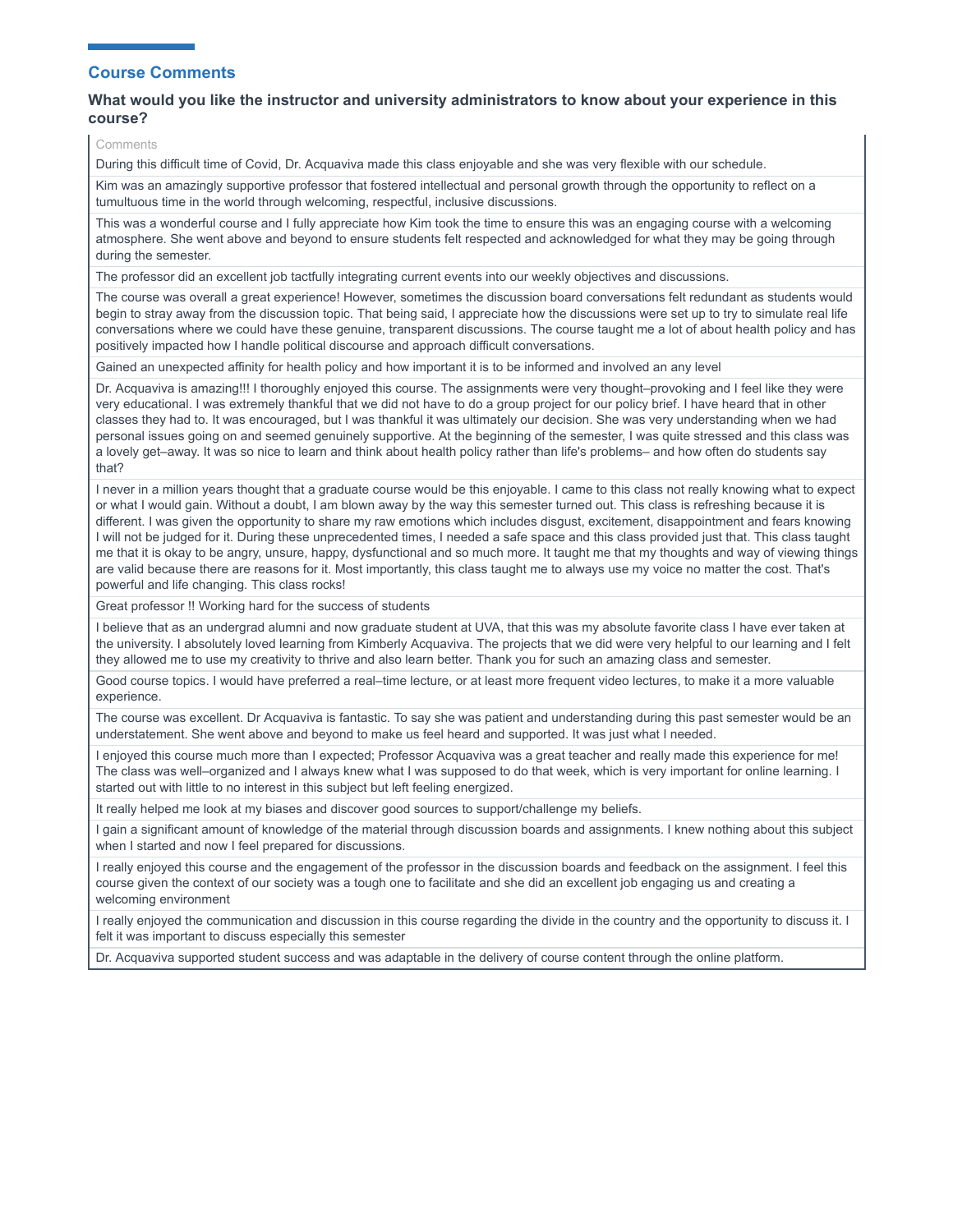## Course Comments

### What would you like the instructor and university administrators to know about your experience in this course?

| Comments |
| --- |
| During this difficult time of Covid, Dr. Acquaviva made this class enjoyable and she was very flexible with our schedule. |
| Kim was an amazingly supportive professor that fostered intellectual and personal growth through the opportunity to reflect on a tumultuous time in the world through welcoming, respectful, inclusive discussions. |
| This was a wonderful course and I fully appreciate how Kim took the time to ensure this was an engaging course with a welcoming atmosphere. She went above and beyond to ensure students felt respected and acknowledged for what they may be going through during the semester. |
| The professor did an excellent job tactfully integrating current events into our weekly objectives and discussions. |
| The course was overall a great experience! However, sometimes the discussion board conversations felt redundant as students would begin to stray away from the discussion topic. That being said, I appreciate how the discussions were set up to try to simulate real life conversations where we could have these genuine, transparent discussions. The course taught me a lot of about health policy and has positively impacted how I handle political discourse and approach difficult conversations. |
| Gained an unexpected affinity for health policy and how important it is to be informed and involved an any level |
| Dr. Acquaviva is amazing!!! I thoroughly enjoyed this course. The assignments were very thought–provoking and I feel like they were very educational. I was extremely thankful that we did not have to do a group project for our policy brief. I have heard that in other classes they had to. It was encouraged, but I was thankful it was ultimately our decision. She was very understanding when we had personal issues going on and seemed genuinely supportive. At the beginning of the semester, I was quite stressed and this class was a lovely get–away. It was so nice to learn and think about health policy rather than life's problems– and how often do students say that? |
| I never in a million years thought that a graduate course would be this enjoyable. I came to this class not really knowing what to expect or what I would gain. Without a doubt, I am blown away by the way this semester turned out. This class is refreshing because it is different. I was given the opportunity to share my raw emotions which includes disgust, excitement, disappointment and fears knowing I will not be judged for it. During these unprecedented times, I needed a safe space and this class provided just that. This class taught me that it is okay to be angry, unsure, happy, dysfunctional and so much more. It taught me that my thoughts and way of viewing things are valid because there are reasons for it. Most importantly, this class taught me to always use my voice no matter the cost. That's powerful and life changing. This class rocks! |
| Great professor !! Working hard for the success of students |
| I believe that as an undergrad alumni and now graduate student at UVA, that this was my absolute favorite class I have ever taken at the university. I absolutely loved learning from Kimberly Acquaviva. The projects that we did were very helpful to our learning and I felt they allowed me to use my creativity to thrive and also learn better. Thank you for such an amazing class and semester. |
| Good course topics. I would have preferred a real–time lecture, or at least more frequent video lectures, to make it a more valuable experience. |
| The course was excellent. Dr Acquaviva is fantastic. To say she was patient and understanding during this past semester would be an understatement. She went above and beyond to make us feel heard and supported. It was just what I needed. |
| I enjoyed this course much more than I expected; Professor Acquaviva was a great teacher and really made this experience for me! The class was well–organized and I always knew what I was supposed to do that week, which is very important for online learning. I started out with little to no interest in this subject but left feeling energized. |
| It really helped me look at my biases and discover good sources to support/challenge my beliefs. |
| I gain a significant amount of knowledge of the material through discussion boards and assignments. I knew nothing about this subject when I started and now I feel prepared for discussions. |
| I really enjoyed this course and the engagement of the professor in the discussion boards and feedback on the assignment. I feel this course given the context of our society was a tough one to facilitate and she did an excellent job engaging us and creating a welcoming environment |
| I really enjoyed the communication and discussion in this course regarding the divide in the country and the opportunity to discuss it. I felt it was important to discuss especially this semester |
| Dr. Acquaviva supported student success and was adaptable in the delivery of course content through the online platform. |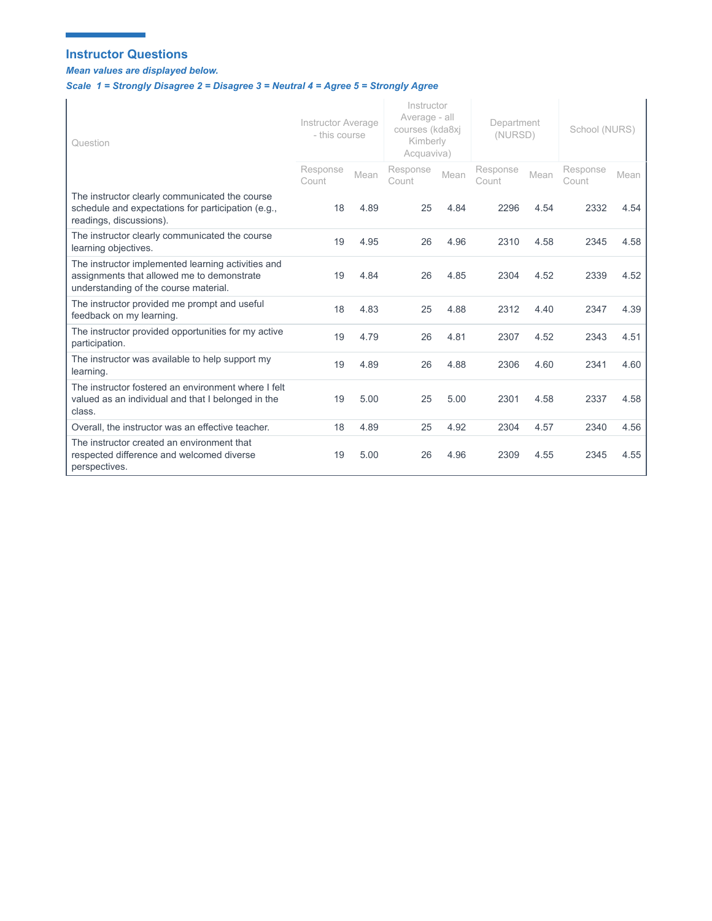## Instructor Questions

***Mean values are displayed below.***

***Scale 1 = Strongly Disagree 2 = Disagree 3 = Neutral 4 = Agree 5 = Strongly Agree***

| Question | Instructor Average - this course | | Instructor Average - all courses (kda8xj Kimberly Acquaviva) | | Department (NURSD) | | School (NURS) | |
|---|---|---|---|---|---|---|---|---|
| | Response Count | Mean | Response Count | Mean | Response Count | Mean | Response Count | Mean |
| The instructor clearly communicated the course schedule and expectations for participation (e.g., readings, discussions). | 18 | 4.89 | 25 | 4.84 | 2296 | 4.54 | 2332 | 4.54 |
| The instructor clearly communicated the course learning objectives. | 19 | 4.95 | 26 | 4.96 | 2310 | 4.58 | 2345 | 4.58 |
| The instructor implemented learning activities and assignments that allowed me to demonstrate understanding of the course material. | 19 | 4.84 | 26 | 4.85 | 2304 | 4.52 | 2339 | 4.52 |
| The instructor provided me prompt and useful feedback on my learning. | 18 | 4.83 | 25 | 4.88 | 2312 | 4.40 | 2347 | 4.39 |
| The instructor provided opportunities for my active participation. | 19 | 4.79 | 26 | 4.81 | 2307 | 4.52 | 2343 | 4.51 |
| The instructor was available to help support my learning. | 19 | 4.89 | 26 | 4.88 | 2306 | 4.60 | 2341 | 4.60 |
| The instructor fostered an environment where I felt valued as an individual and that I belonged in the class. | 19 | 5.00 | 25 | 5.00 | 2301 | 4.58 | 2337 | 4.58 |
| Overall, the instructor was an effective teacher. | 18 | 4.89 | 25 | 4.92 | 2304 | 4.57 | 2340 | 4.56 |
| The instructor created an environment that respected difference and welcomed diverse perspectives. | 19 | 5.00 | 26 | 4.96 | 2309 | 4.55 | 2345 | 4.55 |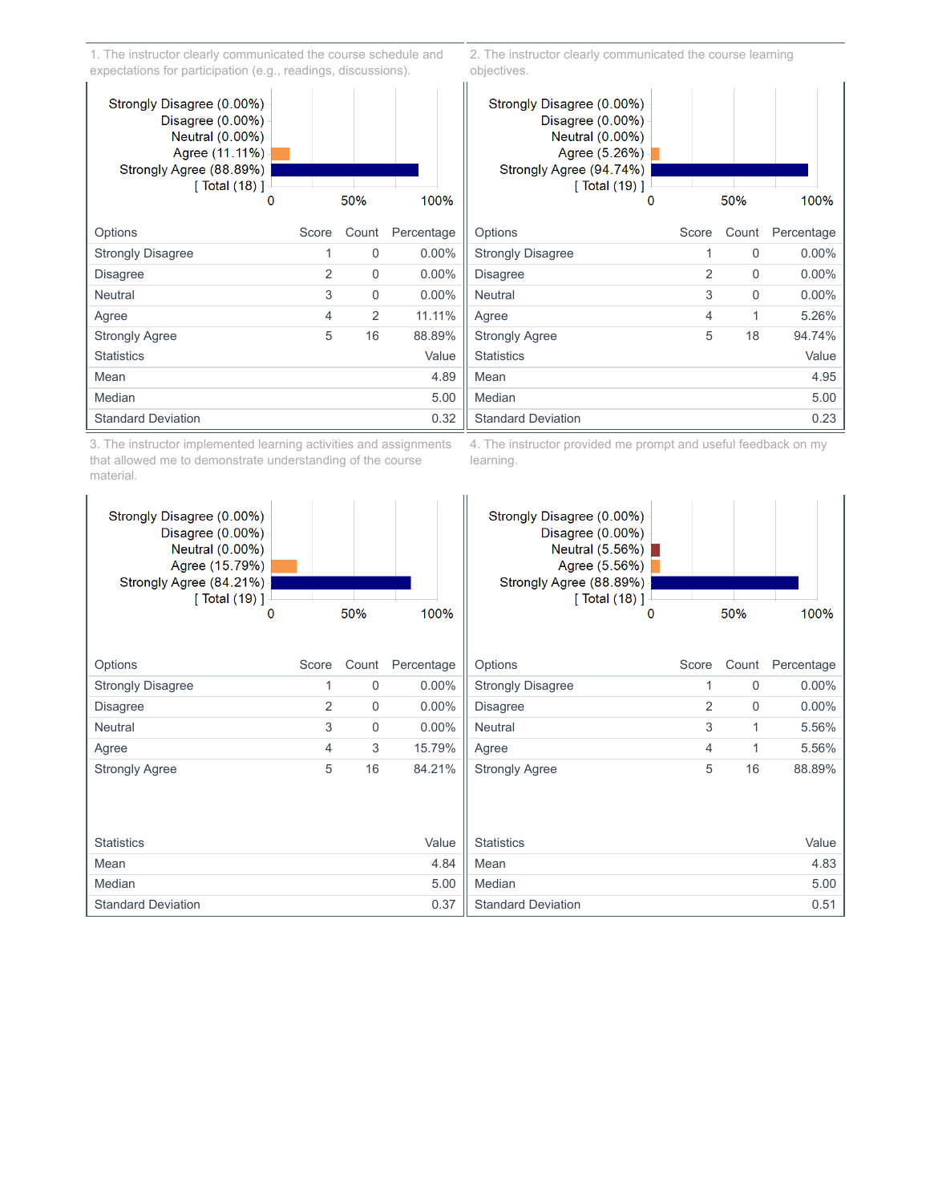1. The instructor clearly communicated the course schedule and expectations for participation (e.g., readings, discussions).

Strongly Disagree (0.00%)
Disagree (0.00%)
Neutral (0.00%)
Agree (11.11%)
Strongly Agree (88.89%)
[ Total (18) ]

| Options | Score | Count | Percentage |
|---|---|---|---|
| Strongly Disagree | 1 | 0 | 0.00% |
| Disagree | 2 | 0 | 0.00% |
| Neutral | 3 | 0 | 0.00% |
| Agree | 4 | 2 | 11.11% |
| Strongly Agree | 5 | 16 | 88.89% |

| Statistics | Value |
|---|---|
| Mean | 4.89 |
| Median | 5.00 |
| Standard Deviation | 0.32 |

2. The instructor clearly communicated the course learning objectives.

Strongly Disagree (0.00%)
Disagree (0.00%)
Neutral (0.00%)
Agree (5.26%)
Strongly Agree (94.74%)
[ Total (19) ]

| Options | Score | Count | Percentage |
|---|---|---|---|
| Strongly Disagree | 1 | 0 | 0.00% |
| Disagree | 2 | 0 | 0.00% |
| Neutral | 3 | 0 | 0.00% |
| Agree | 4 | 1 | 5.26% |
| Strongly Agree | 5 | 18 | 94.74% |

| Statistics | Value |
|---|---|
| Mean | 4.95 |
| Median | 5.00 |
| Standard Deviation | 0.23 |

3. The instructor implemented learning activities and assignments that allowed me to demonstrate understanding of the course material.

Strongly Disagree (0.00%)
Disagree (0.00%)
Neutral (0.00%)
Agree (15.79%)
Strongly Agree (84.21%)
[ Total (19) ]

| Options | Score | Count | Percentage |
|---|---|---|---|
| Strongly Disagree | 1 | 0 | 0.00% |
| Disagree | 2 | 0 | 0.00% |
| Neutral | 3 | 0 | 0.00% |
| Agree | 4 | 3 | 15.79% |
| Strongly Agree | 5 | 16 | 84.21% |

| Statistics | Value |
|---|---|
| Mean | 4.84 |
| Median | 5.00 |
| Standard Deviation | 0.37 |

4. The instructor provided me prompt and useful feedback on my learning.

Strongly Disagree (0.00%)
Disagree (0.00%)
Neutral (5.56%)
Agree (5.56%)
Strongly Agree (88.89%)
[ Total (18) ]

| Options | Score | Count | Percentage |
|---|---|---|---|
| Strongly Disagree | 1 | 0 | 0.00% |
| Disagree | 2 | 0 | 0.00% |
| Neutral | 3 | 1 | 5.56% |
| Agree | 4 | 1 | 5.56% |
| Strongly Agree | 5 | 16 | 88.89% |

| Statistics | Value |
|---|---|
| Mean | 4.83 |
| Median | 5.00 |
| Standard Deviation | 0.51 |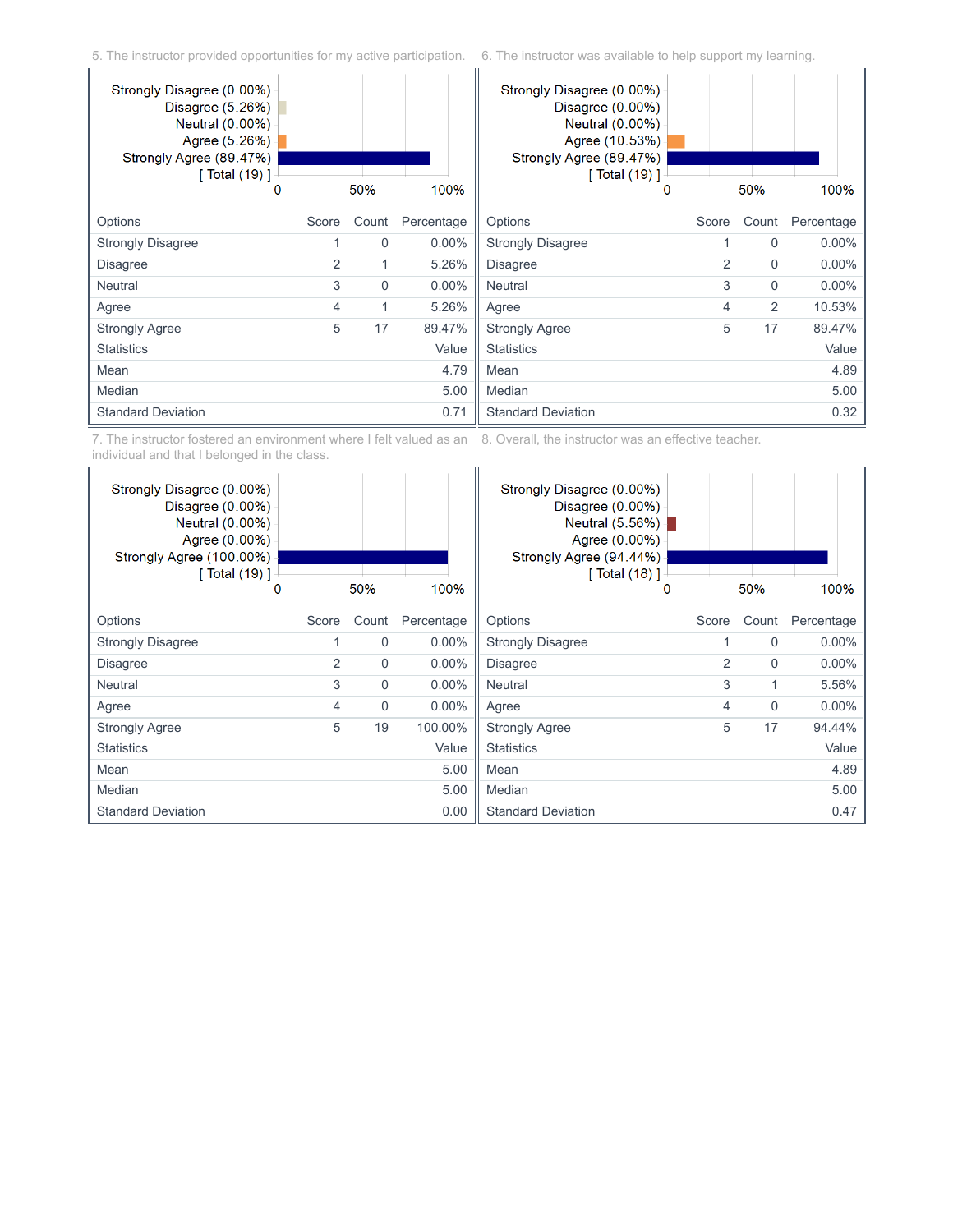5. The instructor provided opportunities for my active participation.

Strongly Disagree (0.00%)
Disagree (5.26%)
Neutral (0.00%)
Agree (5.26%)
Strongly Agree (89.47%)
[ Total (19) ]

| Options | Score | Count | Percentage |
|---|---|---|---|
| Strongly Disagree | 1 | 0 | 0.00% |
| Disagree | 2 | 1 | 5.26% |
| Neutral | 3 | 0 | 0.00% |
| Agree | 4 | 1 | 5.26% |
| Strongly Agree | 5 | 17 | 89.47% |

| Statistics | Value |
|---|---|
| Mean | 4.79 |
| Median | 5.00 |
| Standard Deviation | 0.71 |

6. The instructor was available to help support my learning.

Strongly Disagree (0.00%)
Disagree (0.00%)
Neutral (0.00%)
Agree (10.53%)
Strongly Agree (89.47%)
[ Total (19) ]

| Options | Score | Count | Percentage |
|---|---|---|---|
| Strongly Disagree | 1 | 0 | 0.00% |
| Disagree | 2 | 0 | 0.00% |
| Neutral | 3 | 0 | 0.00% |
| Agree | 4 | 2 | 10.53% |
| Strongly Agree | 5 | 17 | 89.47% |

| Statistics | Value |
|---|---|
| Mean | 4.89 |
| Median | 5.00 |
| Standard Deviation | 0.32 |

7. The instructor fostered an environment where I felt valued as an individual and that I belonged in the class.

Strongly Disagree (0.00%)
Disagree (0.00%)
Neutral (0.00%)
Agree (0.00%)
Strongly Agree (100.00%)
[ Total (19) ]

| Options | Score | Count | Percentage |
|---|---|---|---|
| Strongly Disagree | 1 | 0 | 0.00% |
| Disagree | 2 | 0 | 0.00% |
| Neutral | 3 | 0 | 0.00% |
| Agree | 4 | 0 | 0.00% |
| Strongly Agree | 5 | 19 | 100.00% |

| Statistics | Value |
|---|---|
| Mean | 5.00 |
| Median | 5.00 |
| Standard Deviation | 0.00 |

8. Overall, the instructor was an effective teacher.

Strongly Disagree (0.00%)
Disagree (0.00%)
Neutral (5.56%)
Agree (0.00%)
Strongly Agree (94.44%)
[ Total (18) ]

| Options | Score | Count | Percentage |
|---|---|---|---|
| Strongly Disagree | 1 | 0 | 0.00% |
| Disagree | 2 | 0 | 0.00% |
| Neutral | 3 | 1 | 5.56% |
| Agree | 4 | 0 | 0.00% |
| Strongly Agree | 5 | 17 | 94.44% |

| Statistics | Value |
|---|---|
| Mean | 4.89 |
| Median | 5.00 |
| Standard Deviation | 0.47 |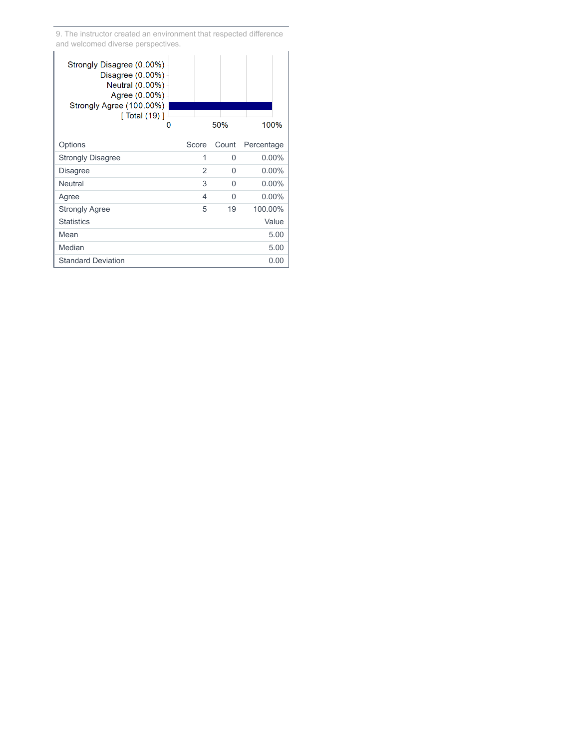9. The instructor created an environment that respected difference and welcomed diverse perspectives.

Strongly Disagree (0.00%)
Disagree (0.00%)
Neutral (0.00%)
Agree (0.00%)
Strongly Agree (100.00%)
[ Total (19) ]

0 50% 100%

| Options | Score | Count | Percentage |
|---|---|---|---|
| Strongly Disagree | 1 | 0 | 0.00% |
| Disagree | 2 | 0 | 0.00% |
| Neutral | 3 | 0 | 0.00% |
| Agree | 4 | 0 | 0.00% |
| Strongly Agree | 5 | 19 | 100.00% |

| Statistics | Value |
|---|---|
| Mean | 5.00 |
| Median | 5.00 |
| Standard Deviation | 0.00 |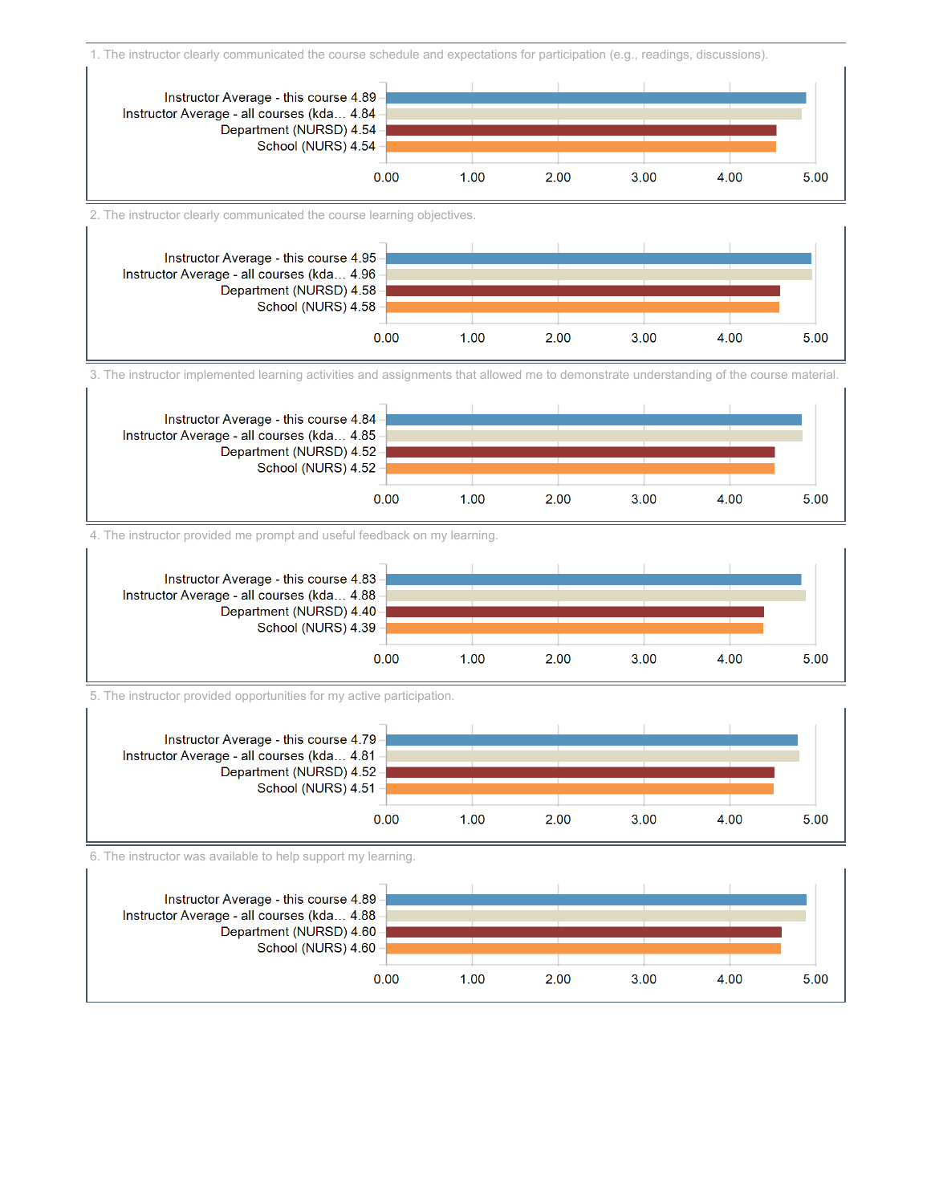1. The instructor clearly communicated the course schedule and expectations for participation (e.g., readings, discussions).

| Category | Score |
|---|---|
| Instructor Average - this course | 4.89 |
| Instructor Average - all courses (kda... | 4.84 |
| Department (NURSD) | 4.54 |
| School (NURS) | 4.54 |

2. The instructor clearly communicated the course learning objectives.

| Category | Score |
|---|---|
| Instructor Average - this course | 4.95 |
| Instructor Average - all courses (kda... | 4.96 |
| Department (NURSD) | 4.58 |
| School (NURS) | 4.58 |

3. The instructor implemented learning activities and assignments that allowed me to demonstrate understanding of the course material.

| Category | Score |
|---|---|
| Instructor Average - this course | 4.84 |
| Instructor Average - all courses (kda... | 4.85 |
| Department (NURSD) | 4.52 |
| School (NURS) | 4.52 |

4. The instructor provided me prompt and useful feedback on my learning.

| Category | Score |
|---|---|
| Instructor Average - this course | 4.83 |
| Instructor Average - all courses (kda... | 4.88 |
| Department (NURSD) | 4.40 |
| School (NURS) | 4.39 |

5. The instructor provided opportunities for my active participation.

| Category | Score |
|---|---|
| Instructor Average - this course | 4.79 |
| Instructor Average - all courses (kda... | 4.81 |
| Department (NURSD) | 4.52 |
| School (NURS) | 4.51 |

6. The instructor was available to help support my learning.

| Category | Score |
|---|---|
| Instructor Average - this course | 4.89 |
| Instructor Average - all courses (kda... | 4.88 |
| Department (NURSD) | 4.60 |
| School (NURS) | 4.60 |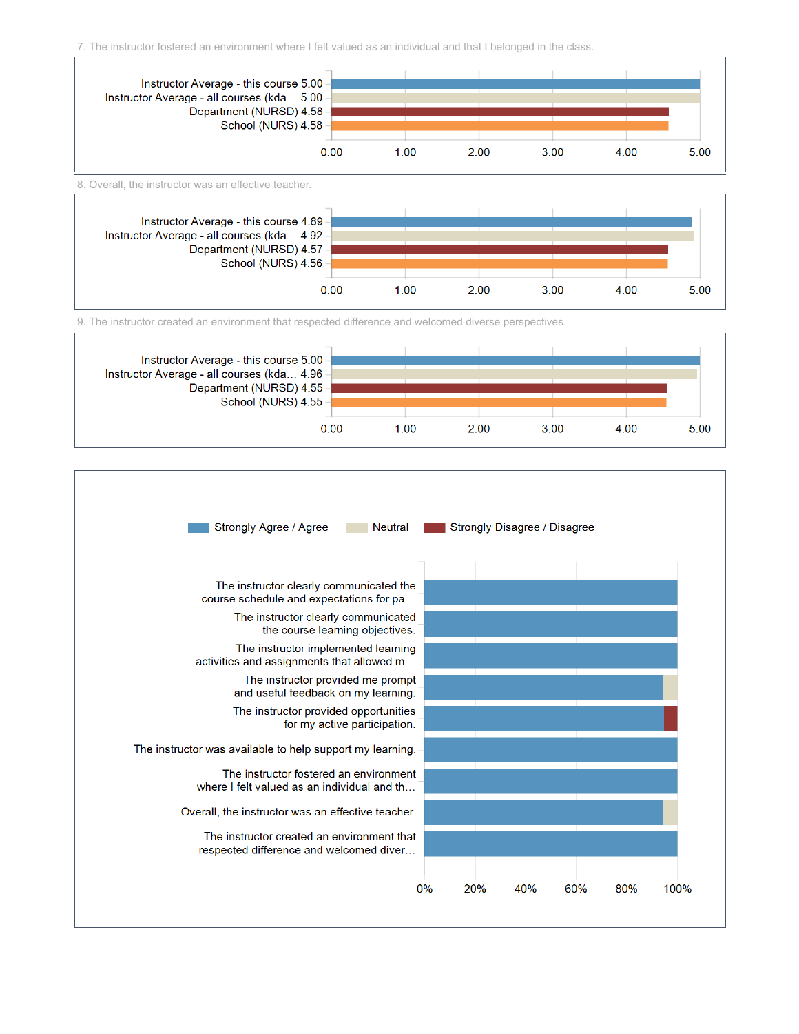7. The instructor fostered an environment where I felt valued as an individual and that I belonged in the class.

| | Score |
|---|---|
| Instructor Average - this course | 5.00 |
| Instructor Average - all courses (kda... | 5.00 |
| Department (NURSD) | 4.58 |
| School (NURS) | 4.58 |

8. Overall, the instructor was an effective teacher.

| | Score |
|---|---|
| Instructor Average - this course | 4.89 |
| Instructor Average - all courses (kda... | 4.92 |
| Department (NURSD) | 4.57 |
| School (NURS) | 4.56 |

9. The instructor created an environment that respected difference and welcomed diverse perspectives.

| | Score |
|---|---|
| Instructor Average - this course | 5.00 |
| Instructor Average - all courses (kda... | 4.96 |
| Department (NURSD) | 4.55 |
| School (NURS) | 4.55 |

Legend: Strongly Agree / Agree; Neutral; Strongly Disagree / Disagree

- The instructor clearly communicated the course schedule and expectations for pa...
- The instructor clearly communicated the course learning objectives.
- The instructor implemented learning activities and assignments that allowed m...
- The instructor provided me prompt and useful feedback on my learning.
- The instructor provided opportunities for my active participation.
- The instructor was available to help support my learning.
- The instructor fostered an environment where I felt valued as an individual and th...
- Overall, the instructor was an effective teacher.
- The instructor created an environment that respected difference and welcomed diver...

0% 20% 40% 60% 80% 100%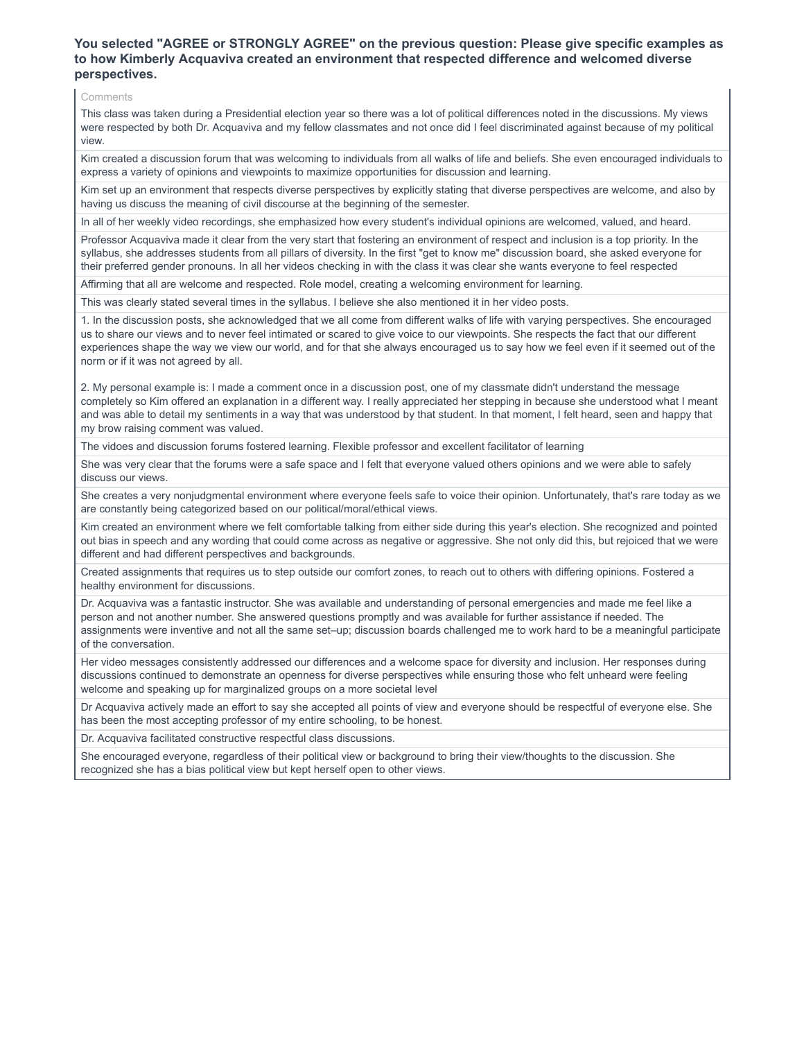### You selected "AGREE or STRONGLY AGREE" on the previous question: Please give specific examples as to how Kimberly Acquaviva created an environment that respected difference and welcomed diverse perspectives.

| Comments |
|---|
| This class was taken during a Presidential election year so there was a lot of political differences noted in the discussions. My views were respected by both Dr. Acquaviva and my fellow classmates and not once did I feel discriminated against because of my political view. |
| Kim created a discussion forum that was welcoming to individuals from all walks of life and beliefs. She even encouraged individuals to express a variety of opinions and viewpoints to maximize opportunities for discussion and learning. |
| Kim set up an environment that respects diverse perspectives by explicitly stating that diverse perspectives are welcome, and also by having us discuss the meaning of civil discourse at the beginning of the semester. |
| In all of her weekly video recordings, she emphasized how every student's individual opinions are welcomed, valued, and heard. |
| Professor Acquaviva made it clear from the very start that fostering an environment of respect and inclusion is a top priority. In the syllabus, she addresses students from all pillars of diversity. In the first "get to know me" discussion board, she asked everyone for their preferred gender pronouns. In all her videos checking in with the class it was clear she wants everyone to feel respected |
| Affirming that all are welcome and respected. Role model, creating a welcoming environment for learning. |
| This was clearly stated several times in the syllabus. I believe she also mentioned it in her video posts. |
| 1. In the discussion posts, she acknowledged that we all come from different walks of life with varying perspectives. She encouraged us to share our views and to never feel intimated or scared to give voice to our viewpoints. She respects the fact that our different experiences shape the way we view our world, and for that she always encouraged us to say how we feel even if it seemed out of the norm or if it was not agreed by all. 2. My personal example is: I made a comment once in a discussion post, one of my classmate didn't understand the message completely so Kim offered an explanation in a different way. I really appreciated her stepping in because she understood what I meant and was able to detail my sentiments in a way that was understood by that student. In that moment, I felt heard, seen and happy that my brow raising comment was valued. |
| The vidoes and discussion forums fostered learning. Flexible professor and excellent facilitator of learning |
| She was very clear that the forums were a safe space and I felt that everyone valued others opinions and we were able to safely discuss our views. |
| She creates a very nonjudgmental environment where everyone feels safe to voice their opinion. Unfortunately, that's rare today as we are constantly being categorized based on our political/moral/ethical views. |
| Kim created an environment where we felt comfortable talking from either side during this year's election. She recognized and pointed out bias in speech and any wording that could come across as negative or aggressive. She not only did this, but rejoiced that we were different and had different perspectives and backgrounds. |
| Created assignments that requires us to step outside our comfort zones, to reach out to others with differing opinions. Fostered a healthy environment for discussions. |
| Dr. Acquaviva was a fantastic instructor. She was available and understanding of personal emergencies and made me feel like a person and not another number. She answered questions promptly and was available for further assistance if needed. The assignments were inventive and not all the same set–up; discussion boards challenged me to work hard to be a meaningful participate of the conversation. |
| Her video messages consistently addressed our differences and a welcome space for diversity and inclusion. Her responses during discussions continued to demonstrate an openness for diverse perspectives while ensuring those who felt unheard were feeling welcome and speaking up for marginalized groups on a more societal level |
| Dr Acquaviva actively made an effort to say she accepted all points of view and everyone should be respectful of everyone else. She has been the most accepting professor of my entire schooling, to be honest. |
| Dr. Acquaviva facilitated constructive respectful class discussions. |
| She encouraged everyone, regardless of their political view or background to bring their view/thoughts to the discussion. She recognized she has a bias political view but kept herself open to other views. |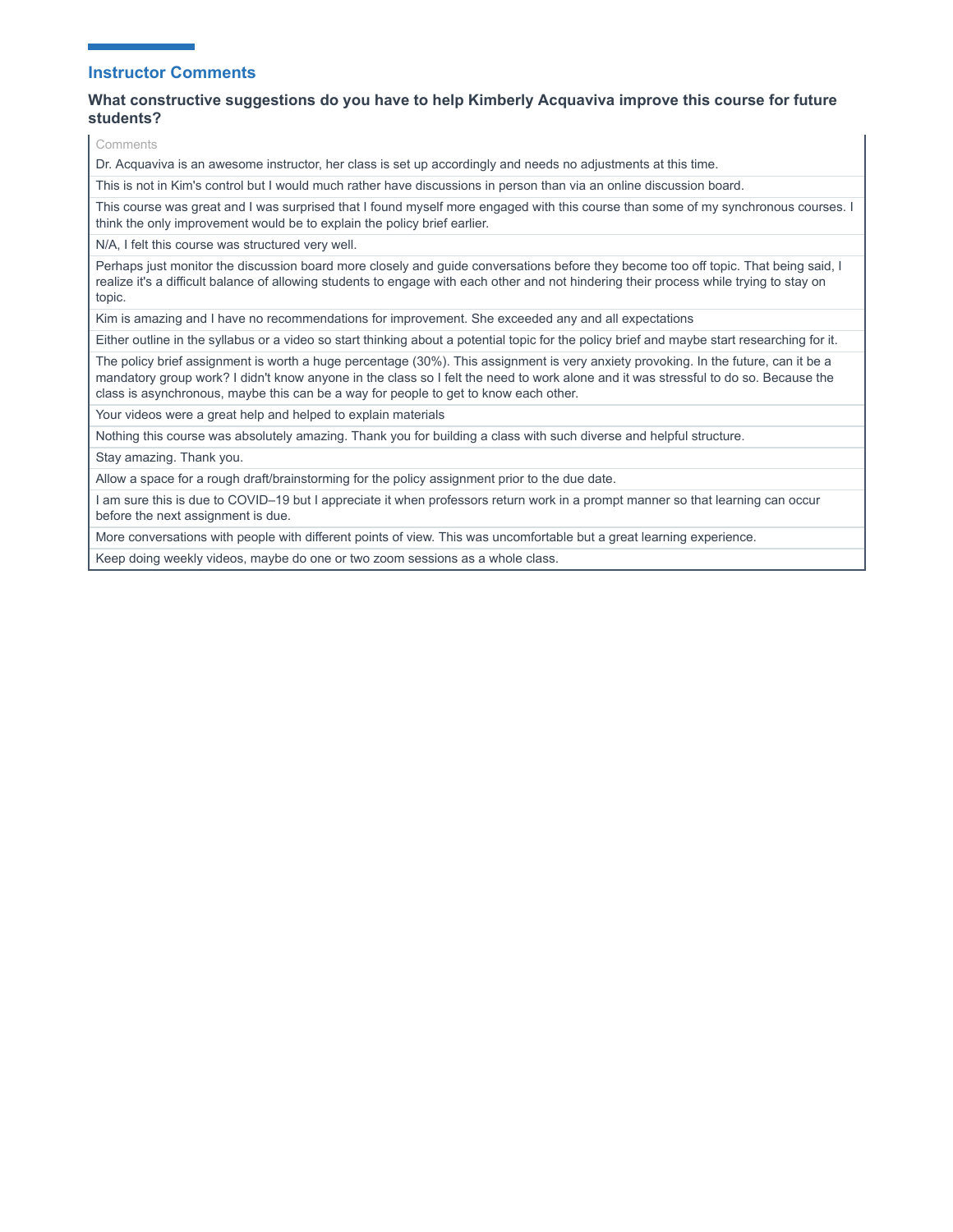## Instructor Comments

### What constructive suggestions do you have to help Kimberly Acquaviva improve this course for future students?

| Comments |
| --- |
| Dr. Acquaviva is an awesome instructor, her class is set up accordingly and needs no adjustments at this time. |
| This is not in Kim's control but I would much rather have discussions in person than via an online discussion board. |
| This course was great and I was surprised that I found myself more engaged with this course than some of my synchronous courses. I think the only improvement would be to explain the policy brief earlier. |
| N/A, I felt this course was structured very well. |
| Perhaps just monitor the discussion board more closely and guide conversations before they become too off topic. That being said, I realize it's a difficult balance of allowing students to engage with each other and not hindering their process while trying to stay on topic. |
| Kim is amazing and I have no recommendations for improvement. She exceeded any and all expectations |
| Either outline in the syllabus or a video so start thinking about a potential topic for the policy brief and maybe start researching for it. |
| The policy brief assignment is worth a huge percentage (30%). This assignment is very anxiety provoking. In the future, can it be a mandatory group work? I didn't know anyone in the class so I felt the need to work alone and it was stressful to do so. Because the class is asynchronous, maybe this can be a way for people to get to know each other. |
| Your videos were a great help and helped to explain materials |
| Nothing this course was absolutely amazing. Thank you for building a class with such diverse and helpful structure. |
| Stay amazing. Thank you. |
| Allow a space for a rough draft/brainstorming for the policy assignment prior to the due date. |
| I am sure this is due to COVID–19 but I appreciate it when professors return work in a prompt manner so that learning can occur before the next assignment is due. |
| More conversations with people with different points of view. This was uncomfortable but a great learning experience. |
| Keep doing weekly videos, maybe do one or two zoom sessions as a whole class. |